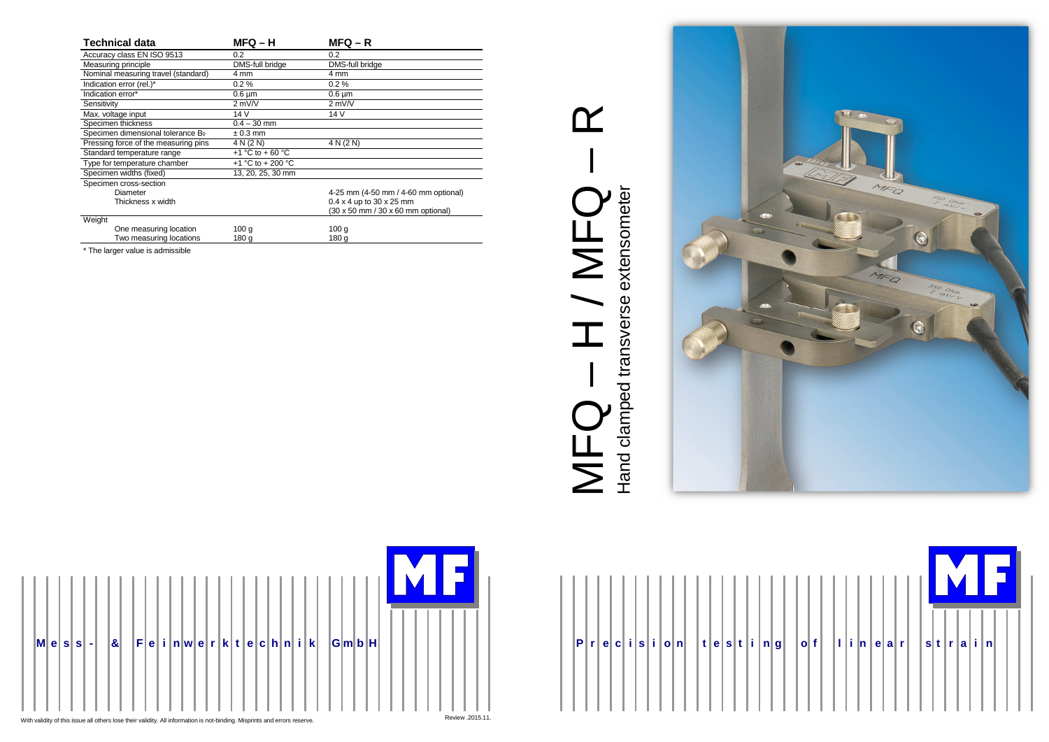| Technical data | MFQ – H | MFQ – R |
|---|---|---|
| Accuracy class EN ISO 9513 | 0.2 | 0.2 |
| Measuring principle | DMS-full bridge | DMS-full bridge |
| Nominal measuring travel (standard) | 4 mm | 4 mm |
| Indication error (rel.)* | 0.2 % | 0.2 % |
| Indication error* | 0.6 µm | 0.6 µm |
| Sensitivity | 2 mV/V | 2 mV/V |
| Max. voltage input | 14 V | 14 V |
| Specimen thickness | 0.4 – 30 mm | |
| Specimen dimensional tolerance $B_0$ | ± 0.3 mm | |
| Pressing force of the measuring pins | 4 N (2 N) | 4 N (2 N) |
| Standard temperature range | +1 °C to + 60 °C | |
| Type for temperature chamber | +1 °C to + 200 °C | |
| Specimen widths (fixed) | 13, 20, 25, 30 mm | |
| Specimen cross-section | | |
| Diameter | | 4-25 mm (4-50 mm / 4-60 mm optional) |
| Thickness x width | | 0.4 x 4 up to 30 x 25 mm (30 x 50 mm / 30 x 60 mm optional) |
| Weight | | |
| One measuring location | 100 g | 100 g |
| Two measuring locations | 180 g | 180 g |

\* The larger value is admissible

Mess- & Feinwerktechnik GmbH

With validity of this issue all others lose their validity. All information is not-binding. Misprints and errors reserve.

Review .2015.11.

# MFQ – H / MFQ – R

## Hand clamped transverse extensometer

Precision testing of linear strain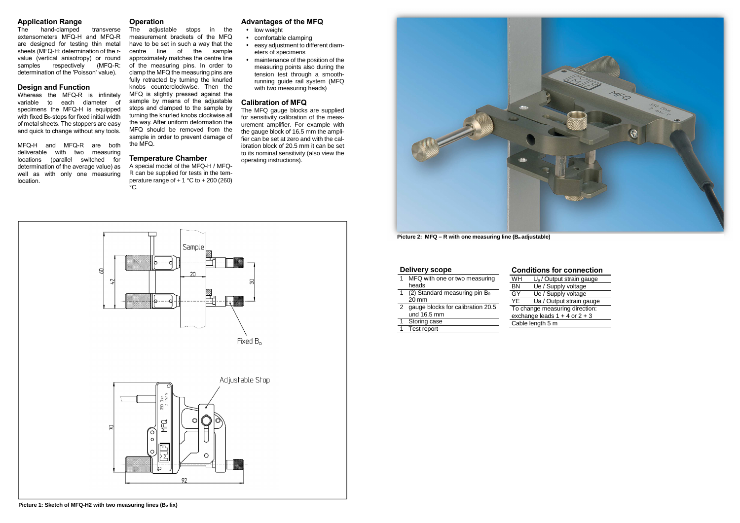## Application Range

The hand-clamped transverse extensometers MFQ-H and MFQ-R are designed for testing thin metal sheets (MFQ-H: determination of the r-value (vertical anisotropy) or round samples respectively (MFQ-R: determination of the 'Poisson' value).

## Design and Function

Whereas the MFQ-R is infinitely variable to each diameter of specimens the MFQ-H is equipped with fixed $B_0$-stops for fixed initial width of metal sheets. The stoppers are easy and quick to change without any tools.

MFQ-H and MFQ-R are both deliverable with two measuring locations (parallel switched for determination of the average value) as well as with only one measuring location.

## Operation

The adjustable stops in the measurement brackets of the MFQ have to be set in such a way that the centre line of the sample approximately matches the centre line of the measuring pins. In order to clamp the MFQ the measuring pins are fully retracted by turning the knurled knobs counterclockwise. Then the MFQ is slightly pressed against the sample by means of the adjustable stops and clamped to the sample by turning the knurled knobs clockwise all the way. After uniform deformation the MFQ should be removed from the sample in order to prevent damage of the MFQ.

## Temperature Chamber

A special model of the MFQ-H / MFQ-R can be supplied for tests in the temperature range of + 1 °C to + 200 (260) °C.

## Advantages of the MFQ

- low weight
- comfortable clamping
- easy adjustment to different diameters of specimens
- maintenance of the position of the measuring points also during the tension test through a smooth-running guide rail system (MFQ with two measuring heads)

## Calibration of MFQ

The MFQ gauge blocks are supplied for sensitivity calibration of the measurement amplifier. For example with the gauge block of 16.5 mm the amplifier can be set at zero and with the calibration block of 20.5 mm it can be set to its nominal sensitivity (also view the operating instructions).

Picture 2: MFQ – R with one measuring line ($B_0$ adjustable)

Sample
60
42
20
30
Fixed $B_0$
Adjustable Stop
70
92

Picture 1: Sketch of MFQ-H2 with two measuring lines ($B_0$ fix)

### Delivery scope

| | |
|---|---|
| 1 | MFQ with one or two measuring heads |
| 1 | (2) Standard measuring pin $B_0$ 20 mm |
| 2 | gauge blocks for calibration 20.5 und 16.5 mm |
| 1 | Storing case |
| 1 | Test report |

### Conditions for connection

| | |
|---|---|
| WH | $U_a$ / Output strain gauge |
| BN | Ue / Supply voltage |
| GY | Ue / Supply voltage |
| YE | Ua / Output strain gauge |

To change measuring direction: exchange leads 1 + 4 or 2 + 3

Cable length 5 m